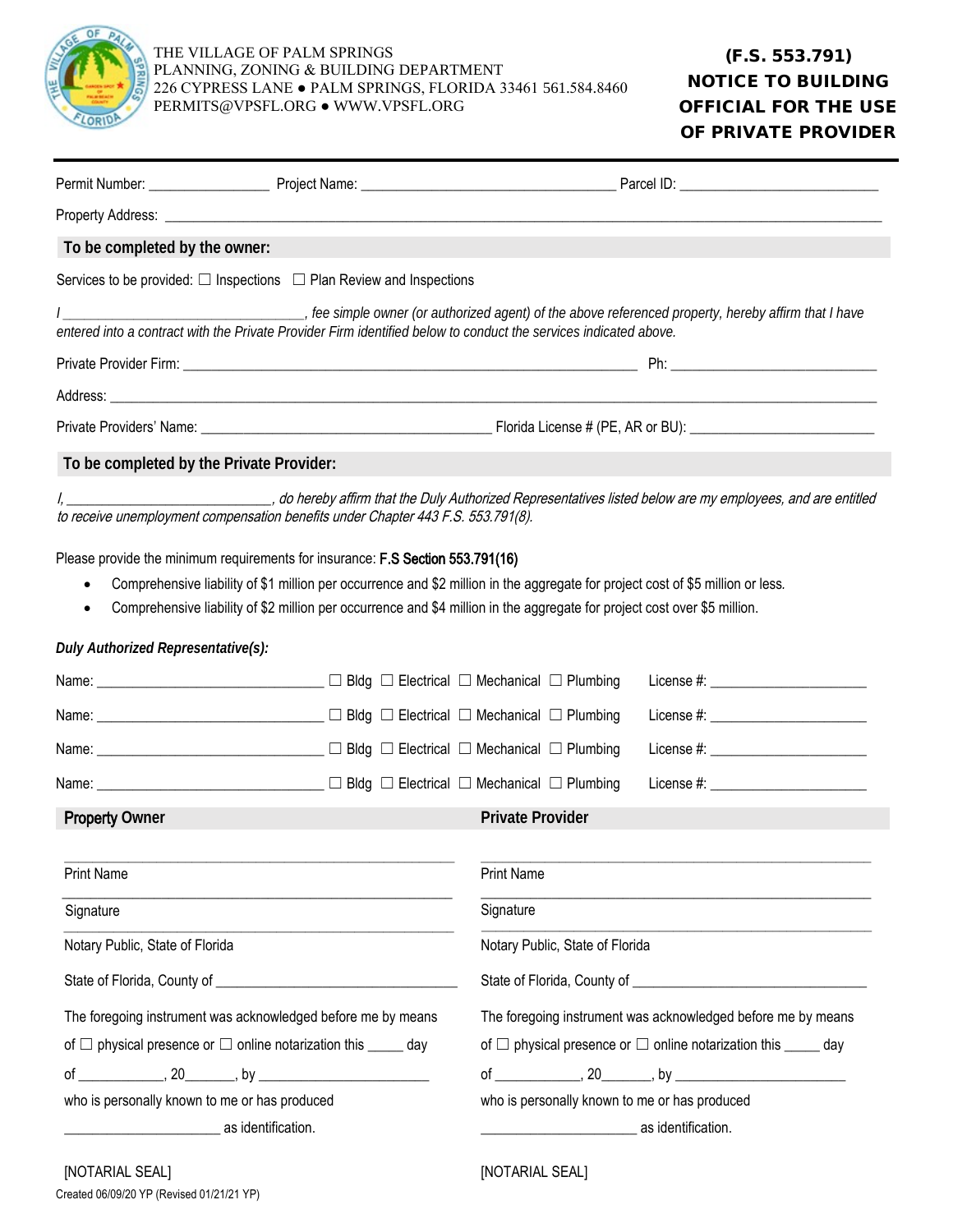THE VILLAGE OF PALM SPRINGS
PLANNING, ZONING & BUILDING DEPARTMENT
226 CYPRESS LANE ● PALM SPRINGS, FLORIDA 33461 561.584.8460
PERMITS@VPSFL.ORG ● WWW.VPSFL.ORG

# (F.S. 553.791) NOTICE TO BUILDING OFFICIAL FOR THE USE OF PRIVATE PROVIDER

Permit Number: ________________ Project Name: ___________________________________ Parcel ID: ___________________________

Property Address: ________________________________________________________________________________________________

## To be completed by the owner:

Services to be provided: ☐ Inspections ☐ Plan Review and Inspections

*I _________________________________, fee simple owner (or authorized agent) of the above referenced property, hereby affirm that I have entered into a contract with the Private Provider Firm identified below to conduct the services indicated above.*

Private Provider Firm: ______________________________________________________________ Ph: ______________________________

Address: ________________________________________________________________________________________________________

Private Providers' Name: ________________________________________ Florida License # (PE, AR or BU): __________________________

## To be completed by the Private Provider:

*I, ____________________________, do hereby affirm that the Duly Authorized Representatives listed below are my employees, and are entitled to receive unemployment compensation benefits under Chapter 443 F.S. 553.791(8).*

Please provide the minimum requirements for insurance: F.S Section 553.791(16)

- Comprehensive liability of $1 million per occurrence and $2 million in the aggregate for project cost of $5 million or less.
- Comprehensive liability of $2 million per occurrence and $4 million in the aggregate for project cost over $5 million.

***Duly Authorized Representative(s):***

Name: _______________________________ ☐ Bldg ☐ Electrical ☐ Mechanical ☐ Plumbing License #: ______________________

Name: _______________________________ ☐ Bldg ☐ Electrical ☐ Mechanical ☐ Plumbing License #: ______________________

Name: _______________________________ ☐ Bldg ☐ Electrical ☐ Mechanical ☐ Plumbing License #: ______________________

Name: _______________________________ ☐ Bldg ☐ Electrical ☐ Mechanical ☐ Plumbing License #: ______________________

## Property Owner

_______________________________________________
Print Name

_______________________________________________
Signature

_______________________________________________
Notary Public, State of Florida

State of Florida, County of _________________________________

The foregoing instrument was acknowledged before me by means of ☐ physical presence or ☐ online notarization this _____ day of ____________, 20_______, by _______________________ who is personally known to me or has produced _____________________ as identification.

[NOTARIAL SEAL]

## Private Provider

_______________________________________________
Print Name

_______________________________________________
Signature

_______________________________________________
Notary Public, State of Florida

State of Florida, County of _________________________________

The foregoing instrument was acknowledged before me by means of ☐ physical presence or ☐ online notarization this _____ day of ____________, 20_______, by _______________________ who is personally known to me or has produced _____________________ as identification.

[NOTARIAL SEAL]

Created 06/09/20 YP (Revised 01/21/21 YP)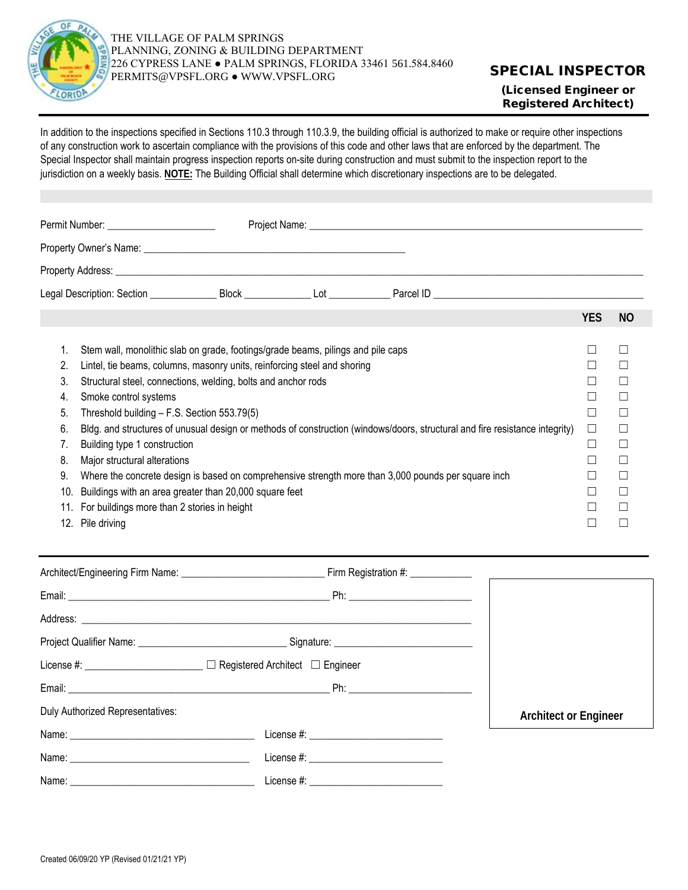THE VILLAGE OF PALM SPRINGS
PLANNING, ZONING & BUILDING DEPARTMENT
226 CYPRESS LANE ● PALM SPRINGS, FLORIDA 33461 561.584.8460
PERMITS@VPSFL.ORG ● WWW.VPSFL.ORG

# SPECIAL INSPECTOR

**(Licensed Engineer or Registered Architect)**

In addition to the inspections specified in Sections 110.3 through 110.3.9, the building official is authorized to make or require other inspections of any construction work to ascertain compliance with the provisions of this code and other laws that are enforced by the department. The Special Inspector shall maintain progress inspection reports on-site during construction and must submit to the inspection report to the jurisdiction on a weekly basis. **NOTE:** The Building Official shall determine which discretionary inspections are to be delegated.

Permit Number: ____________________ Project Name: ____________________________________________

Property Owner's Name: ____________________________________________

Property Address: ____________________________________________

Legal Description: Section ____________ Block ____________ Lot ___________ Parcel ID ____________________

| | YES | NO |
|---|---|---|
| 1. Stem wall, monolithic slab on grade, footings/grade beams, pilings and pile caps | ☐ | ☐ |
| 2. Lintel, tie beams, columns, masonry units, reinforcing steel and shoring | ☐ | ☐ |
| 3. Structural steel, connections, welding, bolts and anchor rods | ☐ | ☐ |
| 4. Smoke control systems | ☐ | ☐ |
| 5. Threshold building – F.S. Section 553.79(5) | ☐ | ☐ |
| 6. Bldg. and structures of unusual design or methods of construction (windows/doors, structural and fire resistance integrity) | ☐ | ☐ |
| 7. Building type 1 construction | ☐ | ☐ |
| 8. Major structural alterations | ☐ | ☐ |
| 9. Where the concrete design is based on comprehensive strength more than 3,000 pounds per square inch | ☐ | ☐ |
| 10. Buildings with an area greater than 20,000 square feet | ☐ | ☐ |
| 11. For buildings more than 2 stories in height | ☐ | ☐ |
| 12. Pile driving | ☐ | ☐ |

Architect/Engineering Firm Name: __________________________ Firm Registration #: ___________

Email: ____________________________________________ Ph: _______________________

Address: ____________________________________________

Project Qualifier Name: ___________________________ Signature: _________________________

License #: _____________________ ☐ Registered Architect ☐ Engineer

Email: ____________________________________________ Ph: _______________________

Duly Authorized Representatives:

Name: ________________________________ License #: ________________________

Name: ________________________________ License #: ________________________

Name: ________________________________ License #: ________________________

**Architect or Engineer**

Created 06/09/20 YP (Revised 01/21/21 YP)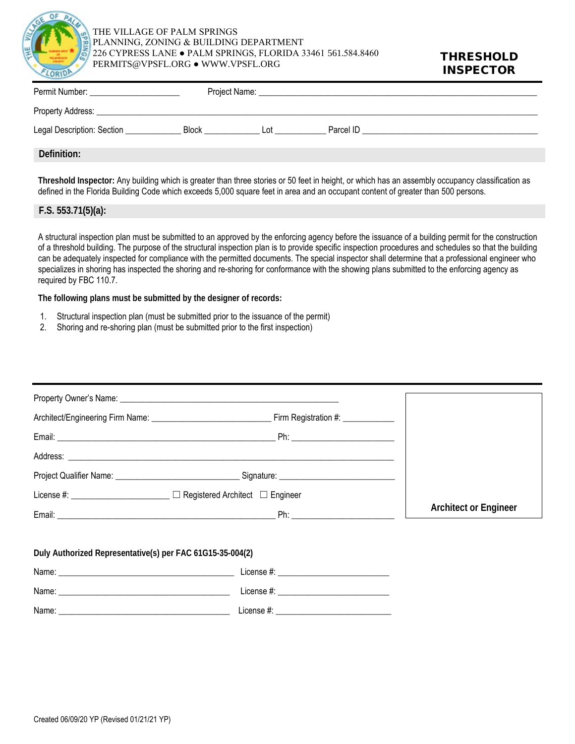THE VILLAGE OF PALM SPRINGS
PLANNING, ZONING & BUILDING DEPARTMENT
226 CYPRESS LANE ● PALM SPRINGS, FLORIDA 33461 561.584.8460
PERMITS@VPSFL.ORG ● WWW.VPSFL.ORG

# THRESHOLD INSPECTOR

Permit Number: ____________________ Project Name: ____________________________________________________________

Property Address: ________________________________________________________________________________________

Legal Description: Section ____________ Block ____________ Lot ___________ Parcel ID ______________________________________

## Definition:

**Threshold Inspector:** Any building which is greater than three stories or 50 feet in height, or which has an assembly occupancy classification as defined in the Florida Building Code which exceeds 5,000 square feet in area and an occupant content of greater than 500 persons.

## F.S. 553.71(5)(a):

A structural inspection plan must be submitted to an approved by the enforcing agency before the issuance of a building permit for the construction of a threshold building. The purpose of the structural inspection plan is to provide specific inspection procedures and schedules so that the building can be adequately inspected for compliance with the permitted documents. The special inspector shall determine that a professional engineer who specializes in shoring has inspected the shoring and re-shoring for conformance with the showing plans submitted to the enforcing agency as required by FBC 110.7.

**The following plans must be submitted by the designer of records:**

1. Structural inspection plan (must be submitted prior to the issuance of the permit)
2. Shoring and re-shoring plan (must be submitted prior to the first inspection)

Property Owner's Name: ____________________________________________________

Architect/Engineering Firm Name: ___________________________ Firm Registration #: ____________

Email: ___________________________________________________ Ph: _______________________

Address: ________________________________________________________________________________

Project Qualifier Name: ____________________________ Signature: __________________________

License #: ______________________ ☐ Registered Architect ☐ Engineer

Email: ___________________________________________________ Ph: _______________________

**Architect or Engineer**

**Duly Authorized Representative(s) per FAC 61G15-35-004(2)**

Name: _________________________________________ License #: _________________________

Name: _________________________________________ License #: _________________________

Name: _________________________________________ License #: _________________________

Created 06/09/20 YP (Revised 01/21/21 YP)